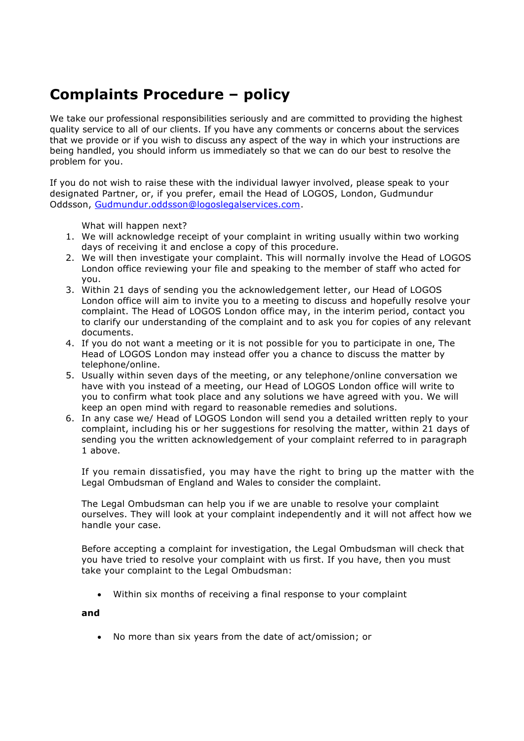# Complaints Procedure – policy

We take our professional responsibilities seriously and are committed to providing the highest quality service to all of our clients. If you have any comments or concerns about the services that we provide or if you wish to discuss any aspect of the way in which your instructions are being handled, you should inform us immediately so that we can do our best to resolve the problem for you.

If you do not wish to raise these with the individual lawyer involved, please speak to your designated Partner, or, if you prefer, email the Head of LOGOS, London, Gudmundur Oddsson, [Gudmundur.oddsson@logoslegalservices.com](mailto:Gudmundur.oddsson@logoslegalservices.com).

What will happen next?

1. We will acknowledge receipt of your complaint in writing usually within two working days of receiving it and enclose a copy of this procedure.
2. We will then investigate your complaint. This will normally involve the Head of LOGOS London office reviewing your file and speaking to the member of staff who acted for you.
3. Within 21 days of sending you the acknowledgement letter, our Head of LOGOS London office will aim to invite you to a meeting to discuss and hopefully resolve your complaint. The Head of LOGOS London office may, in the interim period, contact you to clarify our understanding of the complaint and to ask you for copies of any relevant documents.
4. If you do not want a meeting or it is not possible for you to participate in one, The Head of LOGOS London may instead offer you a chance to discuss the matter by telephone/online.
5. Usually within seven days of the meeting, or any telephone/online conversation we have with you instead of a meeting, our Head of LOGOS London office will write to you to confirm what took place and any solutions we have agreed with you. We will keep an open mind with regard to reasonable remedies and solutions.
6. In any case we/ Head of LOGOS London will send you a detailed written reply to your complaint, including his or her suggestions for resolving the matter, within 21 days of sending you the written acknowledgement of your complaint referred to in paragraph 1 above.

If you remain dissatisfied, you may have the right to bring up the matter with the Legal Ombudsman of England and Wales to consider the complaint.

The Legal Ombudsman can help you if we are unable to resolve your complaint ourselves. They will look at your complaint independently and it will not affect how we handle your case.

Before accepting a complaint for investigation, the Legal Ombudsman will check that you have tried to resolve your complaint with us first. If you have, then you must take your complaint to the Legal Ombudsman:

- Within six months of receiving a final response to your complaint

**and**

- No more than six years from the date of act/omission; or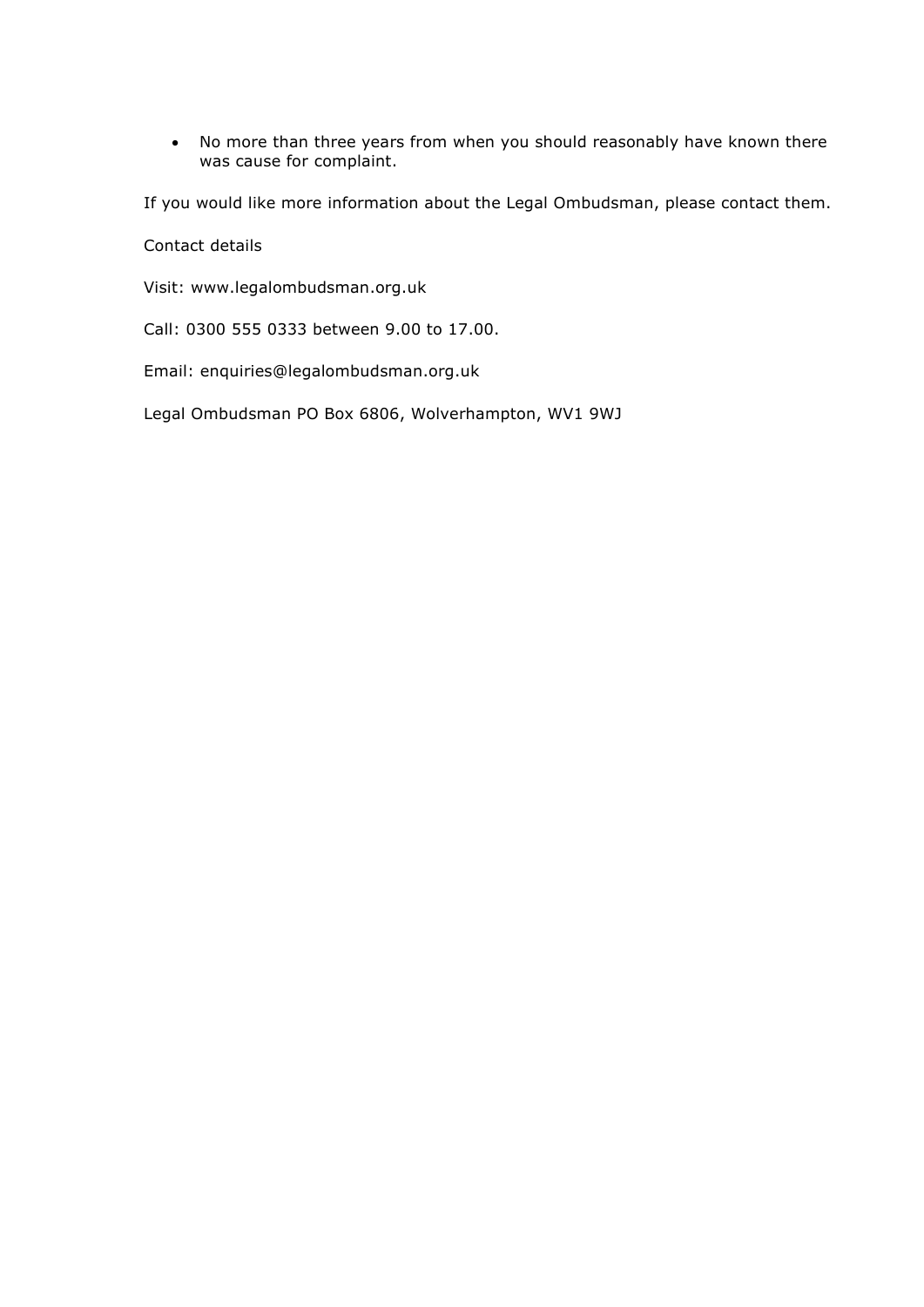- No more than three years from when you should reasonably have known there was cause for complaint.

If you would like more information about the Legal Ombudsman, please contact them.

Contact details

Visit: www.legalombudsman.org.uk

Call: 0300 555 0333 between 9.00 to 17.00.

Email: enquiries@legalombudsman.org.uk

Legal Ombudsman PO Box 6806, Wolverhampton, WV1 9WJ